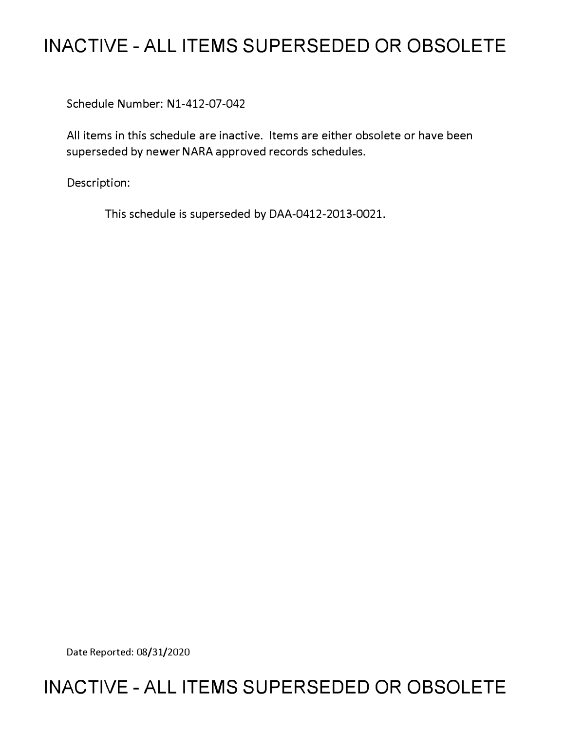# INACTIVE - ALL ITEMS SUPERSEDED OR OBSOLETE

Schedule Number: N1-412-07-042

All items in this schedule are inactive. Items are either obsolete or have been superseded by newer NARA approved records schedules.

Description:

This schedule is superseded by DAA-0412-2013-0021.

Date Reported: 08/31/2020

# INACTIVE - ALL ITEMS SUPERSEDED OR OBSOLETE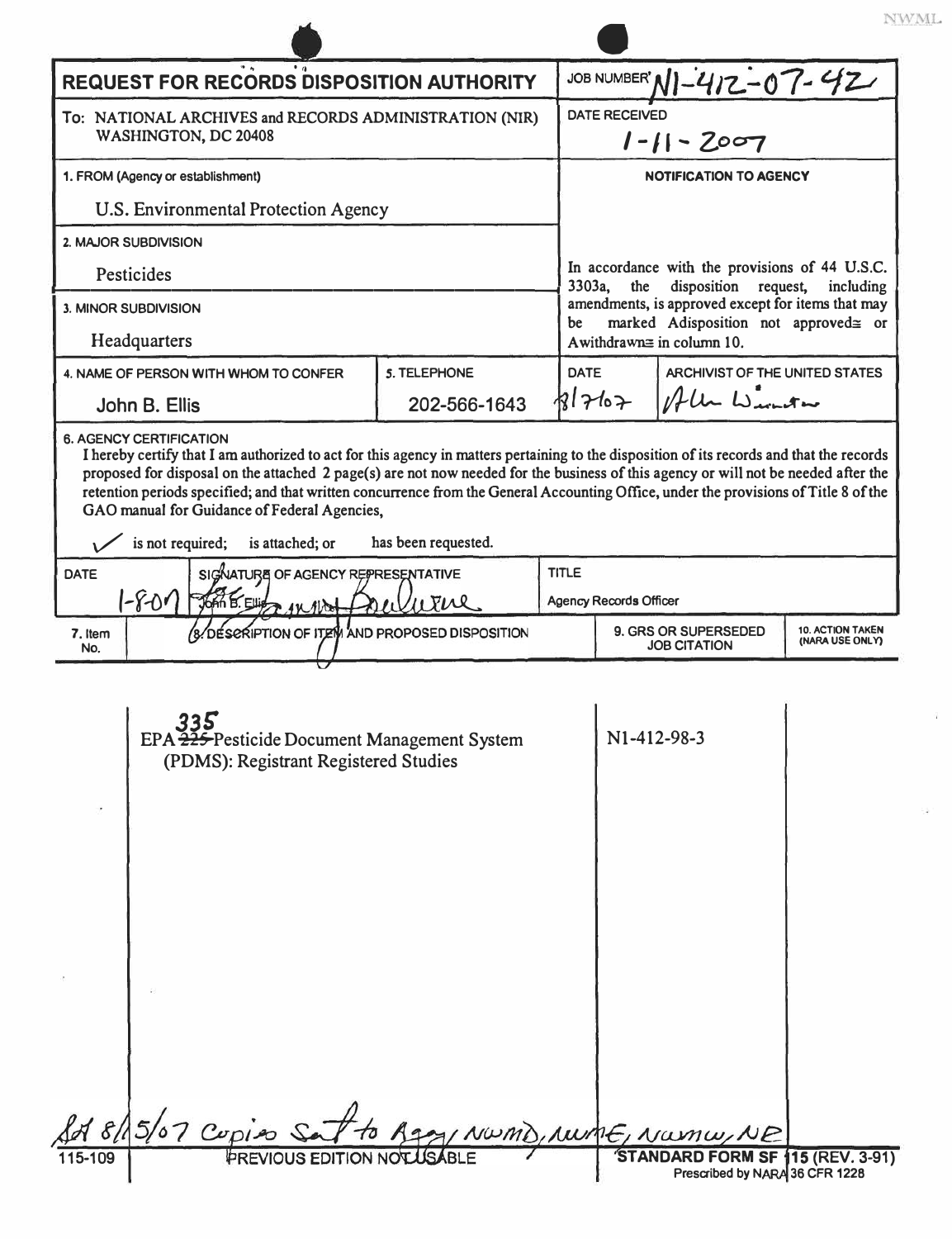NWML

| REQUEST FOR RECORDS DISPOSITION AUTHORITY | | JOB NUMBER N1-412-07-42 | |
|---|---|---|---|
| To: NATIONAL ARCHIVES and RECORDS ADMINISTRATION (NIR) WASHINGTON, DC 20408 | | DATE RECEIVED 1-11-2007 | |
| 1. FROM (Agency or establishment) U.S. Environmental Protection Agency | | NOTIFICATION TO AGENCY | |
| 2. MAJOR SUBDIVISION Pesticides | | In accordance with the provisions of 44 U.S.C. 3303a, the disposition request, including amendments, is approved except for items that may be marked Adisposition not approved≅ or Awithdrawn≅ in column 10. | |
| 3. MINOR SUBDIVISION Headquarters | | | |
| 4. NAME OF PERSON WITH WHOM TO CONFER John B. Ellis | 5. TELEPHONE 202-566-1643 | DATE 8/7/07 | ARCHIVIST OF THE UNITED STATES Allen Weinstein |

**6. AGENCY CERTIFICATION**

I hereby certify that I am authorized to act for this agency in matters pertaining to the disposition of its records and that the records proposed for disposal on the attached 2 page(s) are not now needed for the business of this agency or will not be needed after the retention periods specified; and that written concurrence from the General Accounting Office, under the provisions of Title 8 of the GAO manual for Guidance of Federal Agencies,

✓ is not required; is attached; or has been requested.

| DATE | SIGNATURE OF AGENCY REPRESENTATIVE | TITLE |
|---|---|---|
| 1-8-07 | John B. Ellis | Agency Records Officer |

| 7. Item No. | 8. DESCRIPTION OF ITEM AND PROPOSED DISPOSITION | 9. GRS OR SUPERSEDED JOB CITATION | 10. ACTION TAKEN (NARA USE ONLY) |
|---|---|---|---|
| | EPA ~~225~~ 335 Pesticide Document Management System (PDMS): Registrant Registered Studies | N1-412-98-3 | |

8/15/07 Copies Sent to Agcy, NWMD, NWME, NWMW, NE

115-109 PREVIOUS EDITION NOT USABLE

STANDARD FORM SF 115 (REV. 3-91) Prescribed by NARA 36 CFR 1228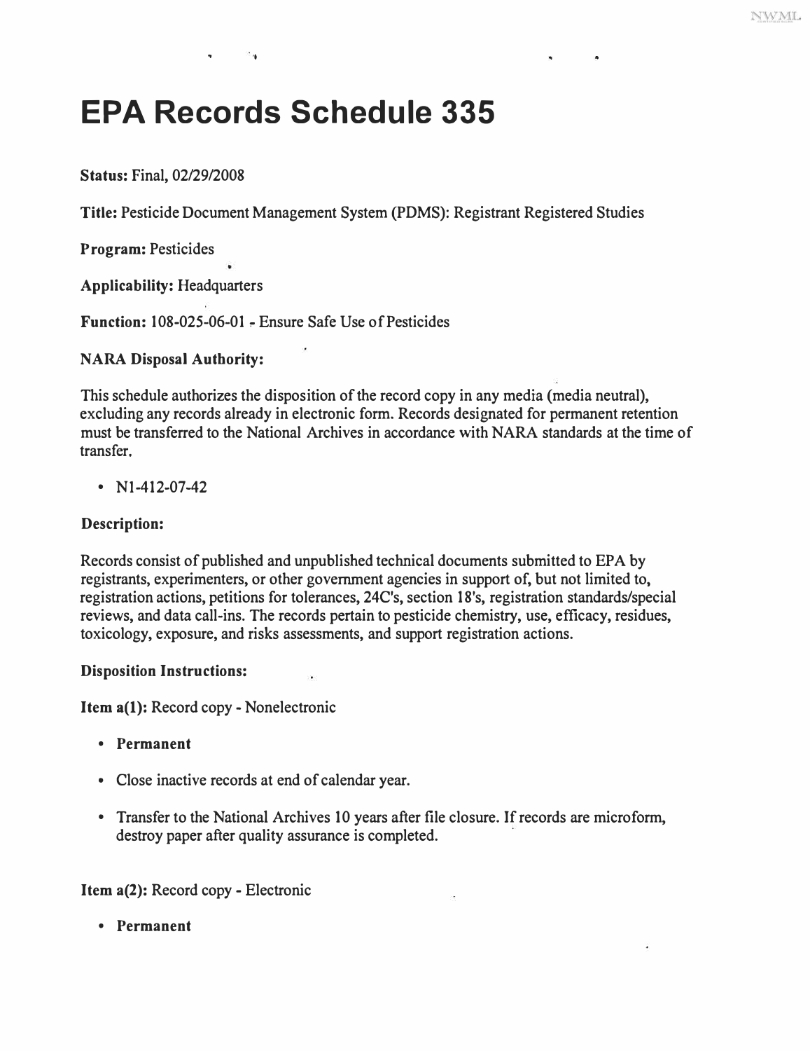# EPA Records Schedule 335

**Status:** Final, 02/29/2008

**Title:** Pesticide Document Management System (PDMS): Registrant Registered Studies

**Program:** Pesticides

**Applicability:** Headquarters

**Function:** 108-025-06-01 - Ensure Safe Use of Pesticides

**NARA Disposal Authority:**

This schedule authorizes the disposition of the record copy in any media (media neutral), excluding any records already in electronic form. Records designated for permanent retention must be transferred to the National Archives in accordance with NARA standards at the time of transfer.

- N1-412-07-42

**Description:**

Records consist of published and unpublished technical documents submitted to EPA by registrants, experimenters, or other government agencies in support of, but not limited to, registration actions, petitions for tolerances, 24C's, section 18's, registration standards/special reviews, and data call-ins. The records pertain to pesticide chemistry, use, efficacy, residues, toxicology, exposure, and risks assessments, and support registration actions.

**Disposition Instructions:**

**Item a(1):** Record copy - Nonelectronic

- **Permanent**
- Close inactive records at end of calendar year.
- Transfer to the National Archives 10 years after file closure. If records are microform, destroy paper after quality assurance is completed.

**Item a(2):** Record copy - Electronic

- **Permanent**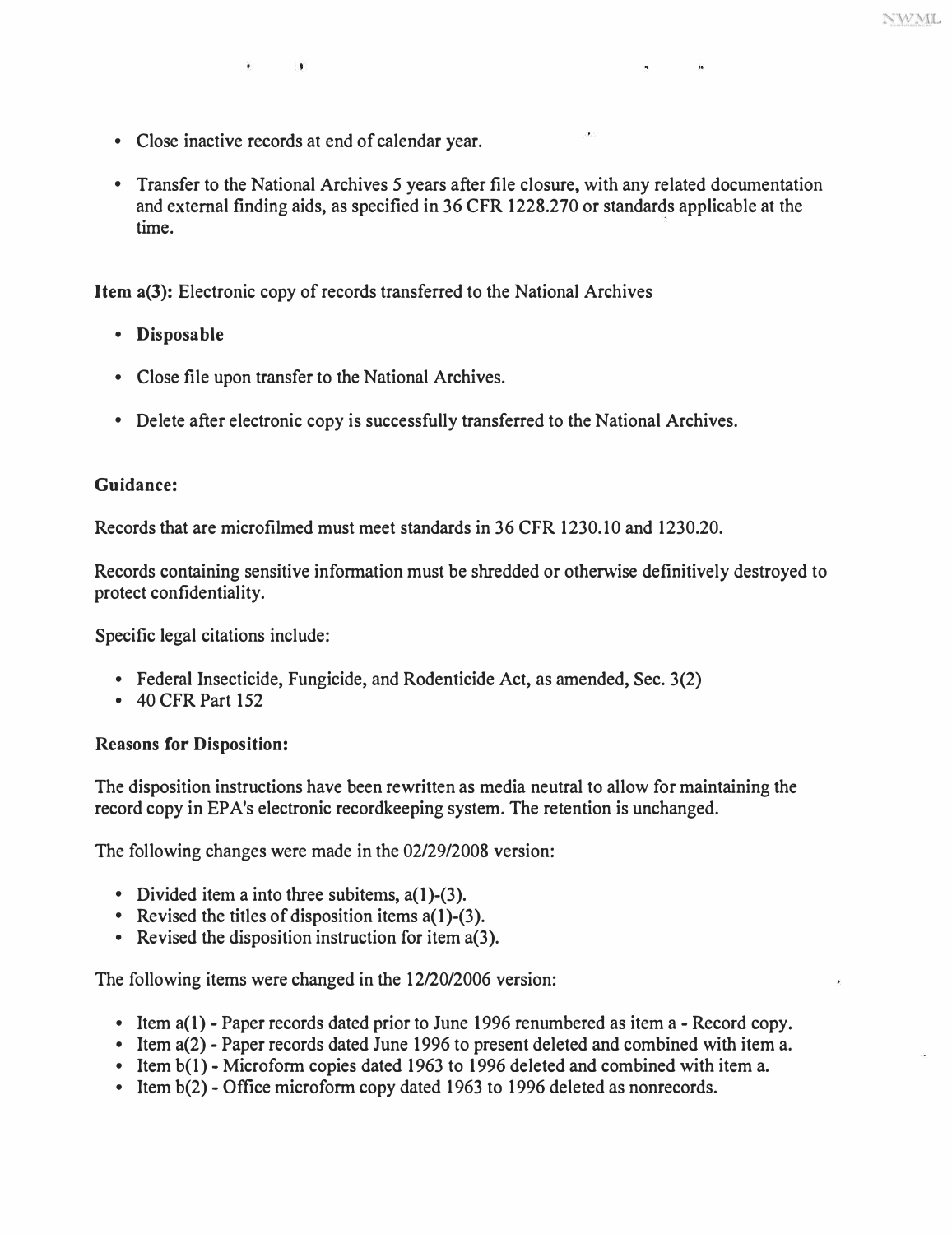- Close inactive records at end of calendar year.
- Transfer to the National Archives 5 years after file closure, with any related documentation and external finding aids, as specified in 36 CFR 1228.270 or standards applicable at the time.

**Item a(3):** Electronic copy of records transferred to the National Archives

- **Disposable**
- Close file upon transfer to the National Archives.
- Delete after electronic copy is successfully transferred to the National Archives.

**Guidance:**

Records that are microfilmed must meet standards in 36 CFR 1230.10 and 1230.20.

Records containing sensitive information must be shredded or otherwise definitively destroyed to protect confidentiality.

Specific legal citations include:

- Federal Insecticide, Fungicide, and Rodenticide Act, as amended, Sec. 3(2)
- 40 CFR Part 152

**Reasons for Disposition:**

The disposition instructions have been rewritten as media neutral to allow for maintaining the record copy in EPA's electronic recordkeeping system. The retention is unchanged.

The following changes were made in the 02/29/2008 version:

- Divided item a into three subitems, a(1)-(3).
- Revised the titles of disposition items a(1)-(3).
- Revised the disposition instruction for item a(3).

The following items were changed in the 12/20/2006 version:

- Item a(1) - Paper records dated prior to June 1996 renumbered as item a - Record copy.
- Item a(2) - Paper records dated June 1996 to present deleted and combined with item a.
- Item b(1) - Microform copies dated 1963 to 1996 deleted and combined with item a.
- Item b(2) - Office microform copy dated 1963 to 1996 deleted as nonrecords.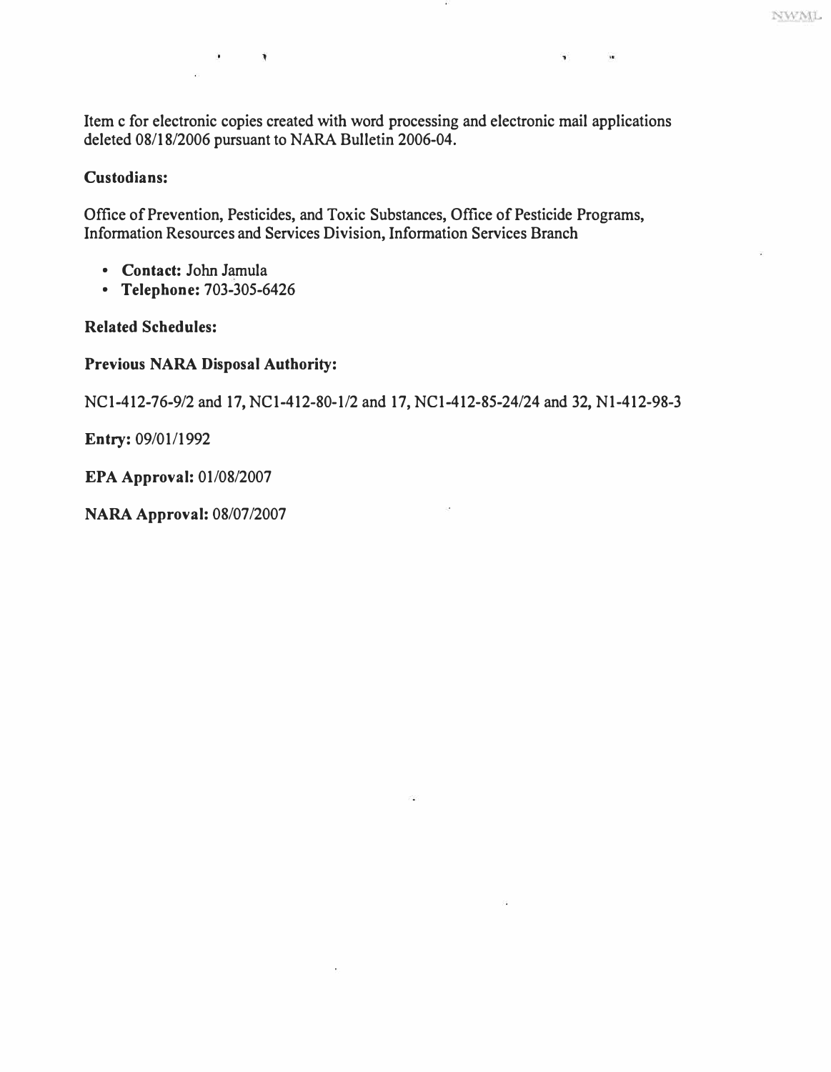Item c for electronic copies created with word processing and electronic mail applications deleted 08/18/2006 pursuant to NARA Bulletin 2006-04.

**Custodians:**

Office of Prevention, Pesticides, and Toxic Substances, Office of Pesticide Programs, Information Resources and Services Division, Information Services Branch

- **Contact:** John Jamula
- **Telephone:** 703-305-6426

**Related Schedules:**

**Previous NARA Disposal Authority:**

NC1-412-76-9/2 and 17, NC1-412-80-1/2 and 17, NC1-412-85-24/24 and 32, N1-412-98-3

**Entry:** 09/01/1992

**EPA Approval:** 01/08/2007

**NARA Approval:** 08/07/2007